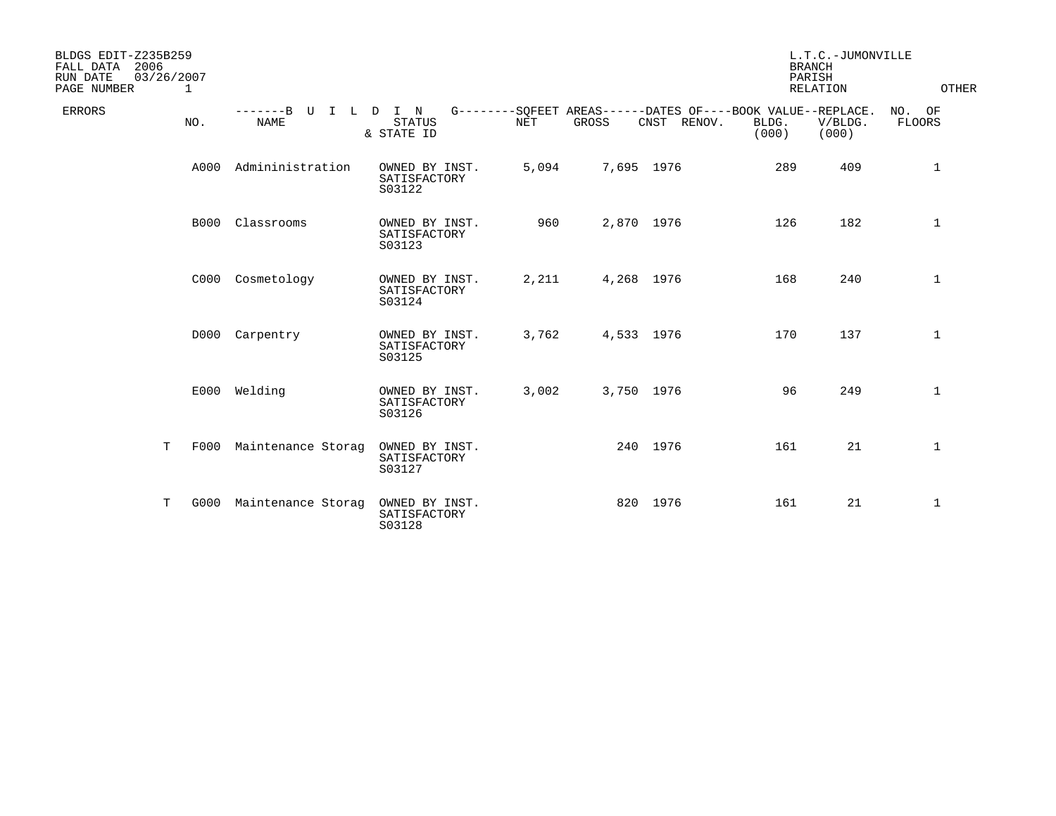BLDGS EDIT-Z235B259
FALL DATA 2006
RUN DATE 03/26/2007
PAGE NUMBER 1

L.T.C.-JUMONVILLE
BRANCH
PARISH
RELATION
OTHER

| ERRORS | NO. | BUILDING NAME | STATUS & STATE ID | SQFEET AREAS NET | SQFEET AREAS GROSS | DATES OF CNST | DATES OF RENOV. | BOOK VALUE BLDG. (000) | REPLACE. V/BLDG. (000) | NO. OF FLOORS |
|---|---|---|---|---|---|---|---|---|---|---|
| | A000 | Admininistration | OWNED BY INST. SATISFACTORY S03122 | 5,094 | 7,695 | 1976 | | 289 | 409 | 1 |
| | B000 | Classrooms | OWNED BY INST. SATISFACTORY S03123 | 960 | 2,870 | 1976 | | 126 | 182 | 1 |
| | C000 | Cosmetology | OWNED BY INST. SATISFACTORY S03124 | 2,211 | 4,268 | 1976 | | 168 | 240 | 1 |
| | D000 | Carpentry | OWNED BY INST. SATISFACTORY S03125 | 3,762 | 4,533 | 1976 | | 170 | 137 | 1 |
| | E000 | Welding | OWNED BY INST. SATISFACTORY S03126 | 3,002 | 3,750 | 1976 | | 96 | 249 | 1 |
| T | F000 | Maintenance Storag | OWNED BY INST. SATISFACTORY S03127 | | 240 | 1976 | | 161 | 21 | 1 |
| T | G000 | Maintenance Storag | OWNED BY INST. SATISFACTORY S03128 | | 820 | 1976 | | 161 | 21 | 1 |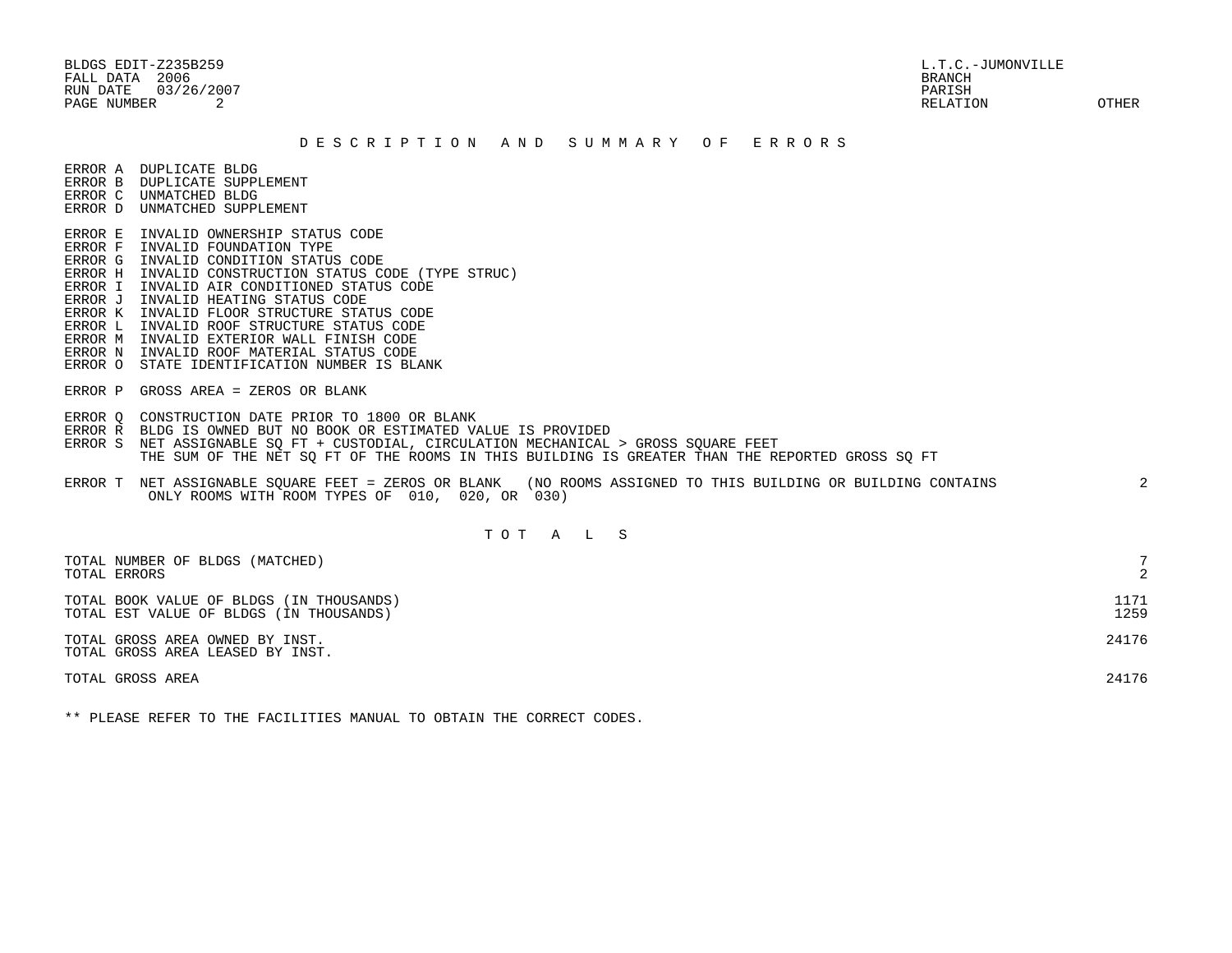BLDGS EDIT-Z235B259
FALL DATA 2006
RUN DATE 03/26/2007
PAGE NUMBER 2

L.T.C.-JUMONVILLE
BRANCH
PARISH
RELATION OTHER

# D E S C R I P T I O N   A N D   S U M M A R Y   O F   E R R O R S

| | | |
|---|---|---|
| ERROR A | DUPLICATE BLDG | |
| ERROR B | DUPLICATE SUPPLEMENT | |
| ERROR C | UNMATCHED BLDG | |
| ERROR D | UNMATCHED SUPPLEMENT | |
| ERROR E | INVALID OWNERSHIP STATUS CODE | |
| ERROR F | INVALID FOUNDATION TYPE | |
| ERROR G | INVALID CONDITION STATUS CODE | |
| ERROR H | INVALID CONSTRUCTION STATUS CODE (TYPE STRUC) | |
| ERROR I | INVALID AIR CONDITIONED STATUS CODE | |
| ERROR J | INVALID HEATING STATUS CODE | |
| ERROR K | INVALID FLOOR STRUCTURE STATUS CODE | |
| ERROR L | INVALID ROOF STRUCTURE STATUS CODE | |
| ERROR M | INVALID EXTERIOR WALL FINISH CODE | |
| ERROR N | INVALID ROOF MATERIAL STATUS CODE | |
| ERROR O | STATE IDENTIFICATION NUMBER IS BLANK | |
| ERROR P | GROSS AREA = ZEROS OR BLANK | |
| ERROR Q | CONSTRUCTION DATE PRIOR TO 1800 OR BLANK | |
| ERROR R | BLDG IS OWNED BUT NO BOOK OR ESTIMATED VALUE IS PROVIDED | |
| ERROR S | NET ASSIGNABLE SQ FT + CUSTODIAL, CIRCULATION MECHANICAL > GROSS SQUARE FEET<br>THE SUM OF THE NET SQ FT OF THE ROOMS IN THIS BUILDING IS GREATER THAN THE REPORTED GROSS SQ FT | |
| ERROR T | NET ASSIGNABLE SQUARE FEET = ZEROS OR BLANK (NO ROOMS ASSIGNED TO THIS BUILDING OR BUILDING CONTAINS ONLY ROOMS WITH ROOM TYPES OF 010, 020, OR 030) | 2 |

# T O T A L S

| | |
|---|---|
| TOTAL NUMBER OF BLDGS (MATCHED) | 7 |
| TOTAL ERRORS | 2 |
| TOTAL BOOK VALUE OF BLDGS (IN THOUSANDS) | 1171 |
| TOTAL EST VALUE OF BLDGS (IN THOUSANDS) | 1259 |
| TOTAL GROSS AREA OWNED BY INST. | 24176 |
| TOTAL GROSS AREA LEASED BY INST. | |
| TOTAL GROSS AREA | 24176 |

** PLEASE REFER TO THE FACILITIES MANUAL TO OBTAIN THE CORRECT CODES.